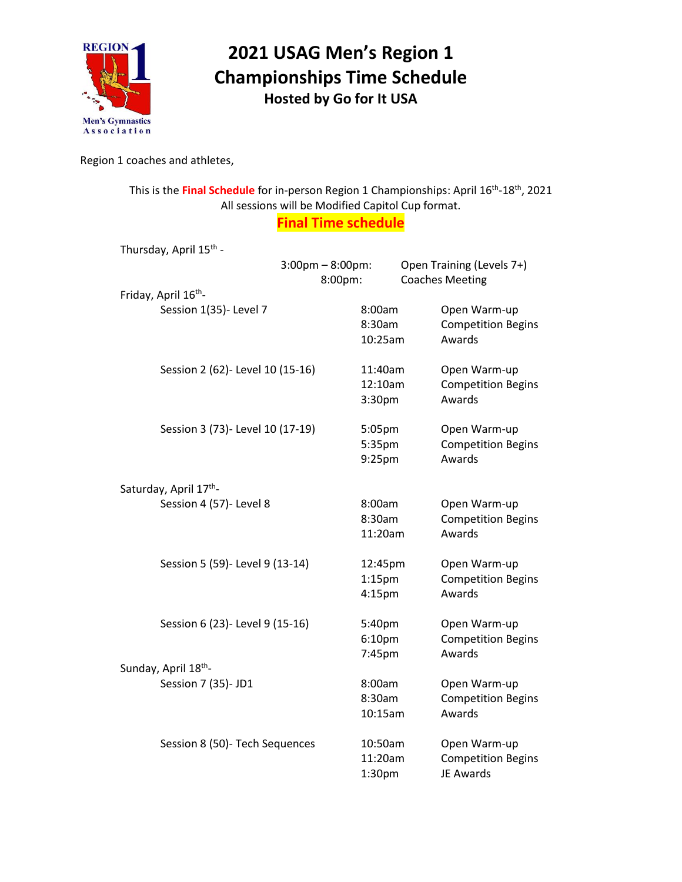# 2021 USAG Men's Region 1 Championships Time Schedule

### Hosted by Go for It USA

Region 1 coaches and athletes,

This is the **Final Schedule** for in-person Region 1 Championships: April 16th-18th, 2021
All sessions will be Modified Capitol Cup format.

## Final Time schedule

Thursday, April 15th -

| Time | Event |
|---|---|
| 3:00pm – 8:00pm: | Open Training (Levels 7+) |
| 8:00pm: | Coaches Meeting |

Friday, April 16th-

| Session | Time | Event |
|---|---|---|
| Session 1(35)- Level 7 | 8:00am | Open Warm-up |
| | 8:30am | Competition Begins |
| | 10:25am | Awards |
| Session 2 (62)- Level 10 (15-16) | 11:40am | Open Warm-up |
| | 12:10am | Competition Begins |
| | 3:30pm | Awards |
| Session 3 (73)- Level 10 (17-19) | 5:05pm | Open Warm-up |
| | 5:35pm | Competition Begins |
| | 9:25pm | Awards |

Saturday, April 17th-

| Session | Time | Event |
|---|---|---|
| Session 4 (57)- Level 8 | 8:00am | Open Warm-up |
| | 8:30am | Competition Begins |
| | 11:20am | Awards |
| Session 5 (59)- Level 9 (13-14) | 12:45pm | Open Warm-up |
| | 1:15pm | Competition Begins |
| | 4:15pm | Awards |
| Session 6 (23)- Level 9 (15-16) | 5:40pm | Open Warm-up |
| | 6:10pm | Competition Begins |
| | 7:45pm | Awards |

Sunday, April 18th-

| Session | Time | Event |
|---|---|---|
| Session 7 (35)- JD1 | 8:00am | Open Warm-up |
| | 8:30am | Competition Begins |
| | 10:15am | Awards |
| Session 8 (50)- Tech Sequences | 10:50am | Open Warm-up |
| | 11:20am | Competition Begins |
| | 1:30pm | JE Awards |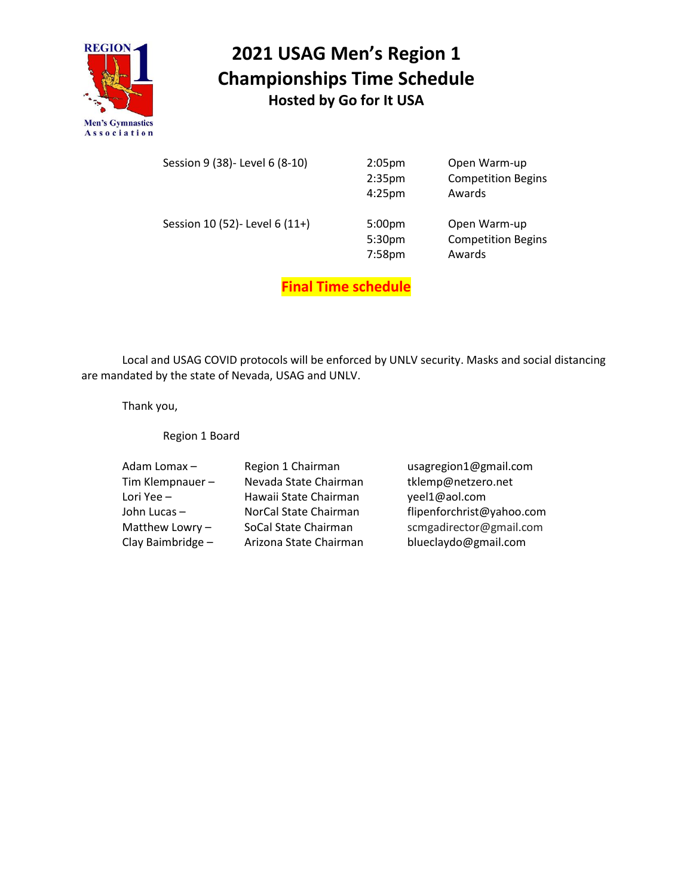# 2021 USAG Men's Region 1 Championships Time Schedule

### Hosted by Go for It USA

| | | |
|---|---|---|
| Session 9 (38)- Level 6 (8-10) | 2:05pm | Open Warm-up |
| | 2:35pm | Competition Begins |
| | 4:25pm | Awards |
| Session 10 (52)- Level 6 (11+) | 5:00pm | Open Warm-up |
| | 5:30pm | Competition Begins |
| | 7:58pm | Awards |

**Final Time schedule**

Local and USAG COVID protocols will be enforced by UNLV security. Masks and social distancing are mandated by the state of Nevada, USAG and UNLV.

Thank you,

Region 1 Board

| | | |
|---|---|---|
| Adam Lomax – | Region 1 Chairman | usagregion1@gmail.com |
| Tim Klempnauer – | Nevada State Chairman | tklemp@netzero.net |
| Lori Yee – | Hawaii State Chairman | yeel1@aol.com |
| John Lucas – | NorCal State Chairman | flipenforchrist@yahoo.com |
| Matthew Lowry – | SoCal State Chairman | scmgadirector@gmail.com |
| Clay Baimbridge – | Arizona State Chairman | blueclaydo@gmail.com |